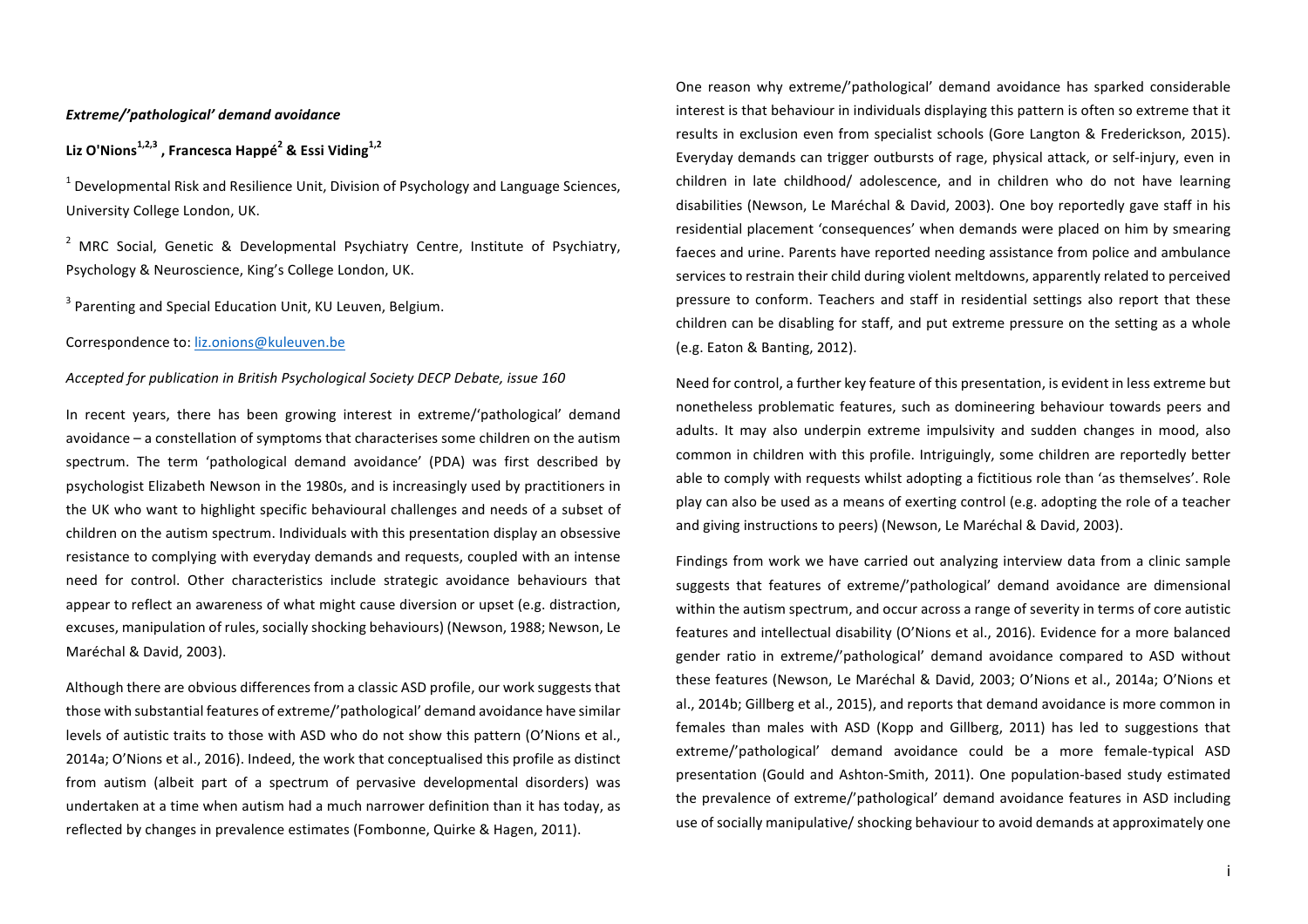*Extreme/'pathological' demand avoidance*

**Liz O'Nions[1,2,3], Francesca Happé[2] & Essi Viding[1,2]**

[1] Developmental Risk and Resilience Unit, Division of Psychology and Language Sciences, University College London, UK.

[2] MRC Social, Genetic & Developmental Psychiatry Centre, Institute of Psychiatry, Psychology & Neuroscience, King's College London, UK.

[3] Parenting and Special Education Unit, KU Leuven, Belgium.

Correspondence to: liz.onions@kuleuven.be

*Accepted for publication in British Psychological Society DECP Debate, issue 160*

In recent years, there has been growing interest in extreme/'pathological' demand avoidance – a constellation of symptoms that characterises some children on the autism spectrum. The term 'pathological demand avoidance' (PDA) was first described by psychologist Elizabeth Newson in the 1980s, and is increasingly used by practitioners in the UK who want to highlight specific behavioural challenges and needs of a subset of children on the autism spectrum. Individuals with this presentation display an obsessive resistance to complying with everyday demands and requests, coupled with an intense need for control. Other characteristics include strategic avoidance behaviours that appear to reflect an awareness of what might cause diversion or upset (e.g. distraction, excuses, manipulation of rules, socially shocking behaviours) (Newson, 1988; Newson, Le Maréchal & David, 2003).

Although there are obvious differences from a classic ASD profile, our work suggests that those with substantial features of extreme/'pathological' demand avoidance have similar levels of autistic traits to those with ASD who do not show this pattern (O'Nions et al., 2014a; O'Nions et al., 2016). Indeed, the work that conceptualised this profile as distinct from autism (albeit part of a spectrum of pervasive developmental disorders) was undertaken at a time when autism had a much narrower definition than it has today, as reflected by changes in prevalence estimates (Fombonne, Quirke & Hagen, 2011).

One reason why extreme/'pathological' demand avoidance has sparked considerable interest is that behaviour in individuals displaying this pattern is often so extreme that it results in exclusion even from specialist schools (Gore Langton & Frederickson, 2015). Everyday demands can trigger outbursts of rage, physical attack, or self-injury, even in children in late childhood/ adolescence, and in children who do not have learning disabilities (Newson, Le Maréchal & David, 2003). One boy reportedly gave staff in his residential placement 'consequences' when demands were placed on him by smearing faeces and urine. Parents have reported needing assistance from police and ambulance services to restrain their child during violent meltdowns, apparently related to perceived pressure to conform. Teachers and staff in residential settings also report that these children can be disabling for staff, and put extreme pressure on the setting as a whole (e.g. Eaton & Banting, 2012).

Need for control, a further key feature of this presentation, is evident in less extreme but nonetheless problematic features, such as domineering behaviour towards peers and adults. It may also underpin extreme impulsivity and sudden changes in mood, also common in children with this profile. Intriguingly, some children are reportedly better able to comply with requests whilst adopting a fictitious role than 'as themselves'. Role play can also be used as a means of exerting control (e.g. adopting the role of a teacher and giving instructions to peers) (Newson, Le Maréchal & David, 2003).

Findings from work we have carried out analyzing interview data from a clinic sample suggests that features of extreme/'pathological' demand avoidance are dimensional within the autism spectrum, and occur across a range of severity in terms of core autistic features and intellectual disability (O'Nions et al., 2016). Evidence for a more balanced gender ratio in extreme/'pathological' demand avoidance compared to ASD without these features (Newson, Le Maréchal & David, 2003; O'Nions et al., 2014a; O'Nions et al., 2014b; Gillberg et al., 2015), and reports that demand avoidance is more common in females than males with ASD (Kopp and Gillberg, 2011) has led to suggestions that extreme/'pathological' demand avoidance could be a more female-typical ASD presentation (Gould and Ashton-Smith, 2011). One population-based study estimated the prevalence of extreme/'pathological' demand avoidance features in ASD including use of socially manipulative/ shocking behaviour to avoid demands at approximately one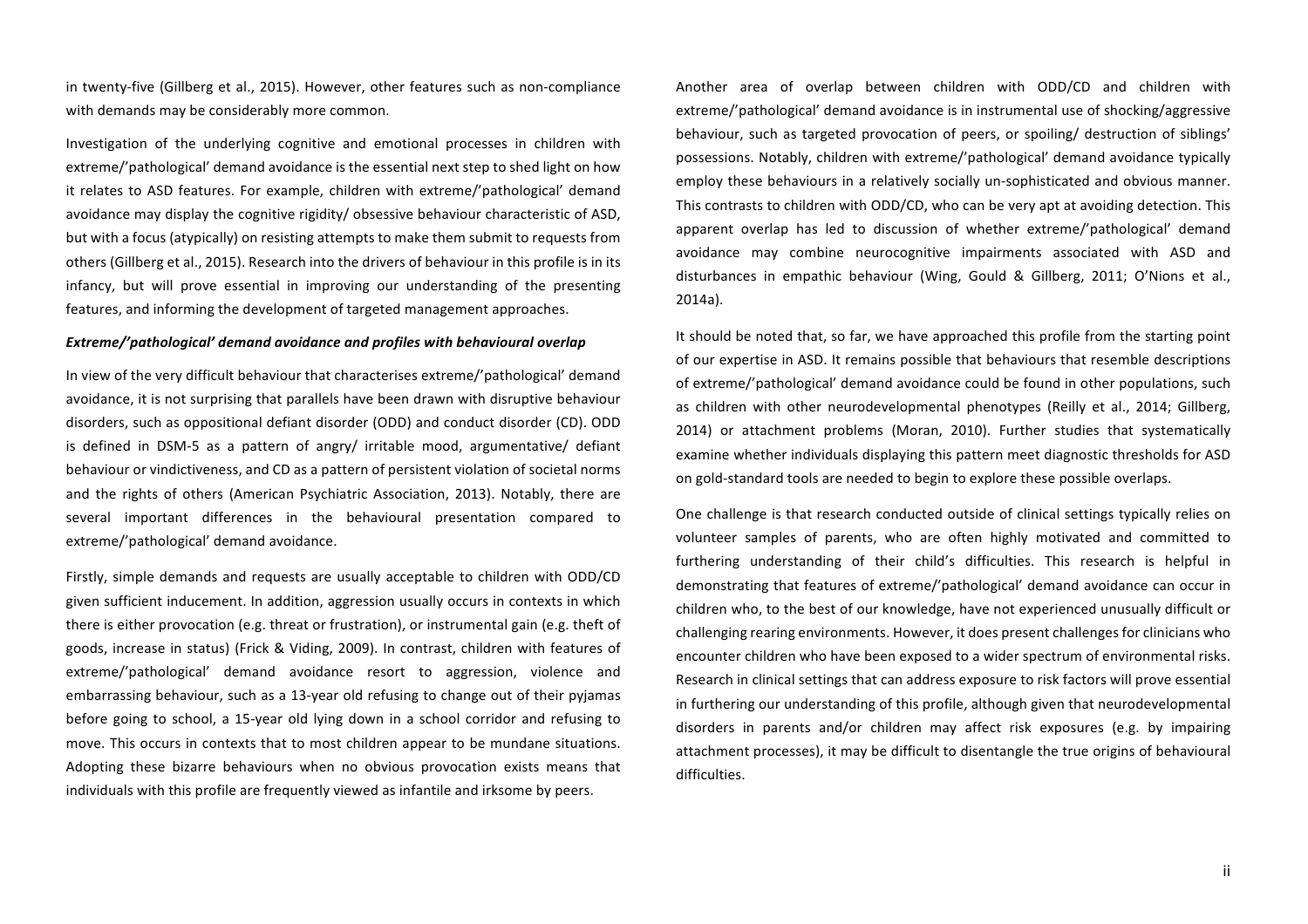in twenty-five (Gillberg et al., 2015). However, other features such as non-compliance with demands may be considerably more common.

Investigation of the underlying cognitive and emotional processes in children with extreme/'pathological' demand avoidance is the essential next step to shed light on how it relates to ASD features. For example, children with extreme/'pathological' demand avoidance may display the cognitive rigidity/ obsessive behaviour characteristic of ASD, but with a focus (atypically) on resisting attempts to make them submit to requests from others (Gillberg et al., 2015). Research into the drivers of behaviour in this profile is in its infancy, but will prove essential in improving our understanding of the presenting features, and informing the development of targeted management approaches.

***Extreme/'pathological' demand avoidance and profiles with behavioural overlap***

In view of the very difficult behaviour that characterises extreme/'pathological' demand avoidance, it is not surprising that parallels have been drawn with disruptive behaviour disorders, such as oppositional defiant disorder (ODD) and conduct disorder (CD). ODD is defined in DSM-5 as a pattern of angry/ irritable mood, argumentative/ defiant behaviour or vindictiveness, and CD as a pattern of persistent violation of societal norms and the rights of others (American Psychiatric Association, 2013). Notably, there are several important differences in the behavioural presentation compared to extreme/'pathological' demand avoidance.

Firstly, simple demands and requests are usually acceptable to children with ODD/CD given sufficient inducement. In addition, aggression usually occurs in contexts in which there is either provocation (e.g. threat or frustration), or instrumental gain (e.g. theft of goods, increase in status) (Frick & Viding, 2009). In contrast, children with features of extreme/'pathological' demand avoidance resort to aggression, violence and embarrassing behaviour, such as a 13-year old refusing to change out of their pyjamas before going to school, a 15-year old lying down in a school corridor and refusing to move. This occurs in contexts that to most children appear to be mundane situations. Adopting these bizarre behaviours when no obvious provocation exists means that individuals with this profile are frequently viewed as infantile and irksome by peers.

Another area of overlap between children with ODD/CD and children with extreme/'pathological' demand avoidance is in instrumental use of shocking/aggressive behaviour, such as targeted provocation of peers, or spoiling/ destruction of siblings' possessions. Notably, children with extreme/'pathological' demand avoidance typically employ these behaviours in a relatively socially un-sophisticated and obvious manner. This contrasts to children with ODD/CD, who can be very apt at avoiding detection. This apparent overlap has led to discussion of whether extreme/'pathological' demand avoidance may combine neurocognitive impairments associated with ASD and disturbances in empathic behaviour (Wing, Gould & Gillberg, 2011; O'Nions et al., 2014a).

It should be noted that, so far, we have approached this profile from the starting point of our expertise in ASD. It remains possible that behaviours that resemble descriptions of extreme/'pathological' demand avoidance could be found in other populations, such as children with other neurodevelopmental phenotypes (Reilly et al., 2014; Gillberg, 2014) or attachment problems (Moran, 2010). Further studies that systematically examine whether individuals displaying this pattern meet diagnostic thresholds for ASD on gold-standard tools are needed to begin to explore these possible overlaps.

One challenge is that research conducted outside of clinical settings typically relies on volunteer samples of parents, who are often highly motivated and committed to furthering understanding of their child's difficulties. This research is helpful in demonstrating that features of extreme/'pathological' demand avoidance can occur in children who, to the best of our knowledge, have not experienced unusually difficult or challenging rearing environments. However, it does present challenges for clinicians who encounter children who have been exposed to a wider spectrum of environmental risks. Research in clinical settings that can address exposure to risk factors will prove essential in furthering our understanding of this profile, although given that neurodevelopmental disorders in parents and/or children may affect risk exposures (e.g. by impairing attachment processes), it may be difficult to disentangle the true origins of behavioural difficulties.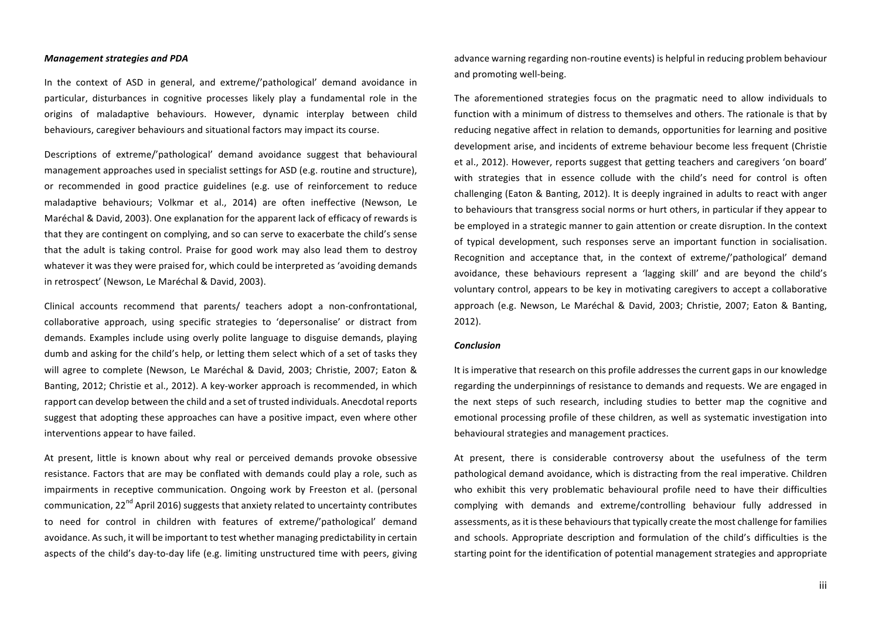***Management strategies and PDA***

In the context of ASD in general, and extreme/'pathological' demand avoidance in particular, disturbances in cognitive processes likely play a fundamental role in the origins of maladaptive behaviours. However, dynamic interplay between child behaviours, caregiver behaviours and situational factors may impact its course.

Descriptions of extreme/'pathological' demand avoidance suggest that behavioural management approaches used in specialist settings for ASD (e.g. routine and structure), or recommended in good practice guidelines (e.g. use of reinforcement to reduce maladaptive behaviours; Volkmar et al., 2014) are often ineffective (Newson, Le Maréchal & David, 2003). One explanation for the apparent lack of efficacy of rewards is that they are contingent on complying, and so can serve to exacerbate the child's sense that the adult is taking control. Praise for good work may also lead them to destroy whatever it was they were praised for, which could be interpreted as 'avoiding demands in retrospect' (Newson, Le Maréchal & David, 2003).

Clinical accounts recommend that parents/ teachers adopt a non-confrontational, collaborative approach, using specific strategies to 'depersonalise' or distract from demands. Examples include using overly polite language to disguise demands, playing dumb and asking for the child's help, or letting them select which of a set of tasks they will agree to complete (Newson, Le Maréchal & David, 2003; Christie, 2007; Eaton & Banting, 2012; Christie et al., 2012). A key-worker approach is recommended, in which rapport can develop between the child and a set of trusted individuals. Anecdotal reports suggest that adopting these approaches can have a positive impact, even where other interventions appear to have failed.

At present, little is known about why real or perceived demands provoke obsessive resistance. Factors that are may be conflated with demands could play a role, such as impairments in receptive communication. Ongoing work by Freeston et al. (personal communication, 22nd April 2016) suggests that anxiety related to uncertainty contributes to need for control in children with features of extreme/'pathological' demand avoidance. As such, it will be important to test whether managing predictability in certain aspects of the child's day-to-day life (e.g. limiting unstructured time with peers, giving advance warning regarding non-routine events) is helpful in reducing problem behaviour and promoting well-being.

The aforementioned strategies focus on the pragmatic need to allow individuals to function with a minimum of distress to themselves and others. The rationale is that by reducing negative affect in relation to demands, opportunities for learning and positive development arise, and incidents of extreme behaviour become less frequent (Christie et al., 2012). However, reports suggest that getting teachers and caregivers 'on board' with strategies that in essence collude with the child's need for control is often challenging (Eaton & Banting, 2012). It is deeply ingrained in adults to react with anger to behaviours that transgress social norms or hurt others, in particular if they appear to be employed in a strategic manner to gain attention or create disruption. In the context of typical development, such responses serve an important function in socialisation. Recognition and acceptance that, in the context of extreme/'pathological' demand avoidance, these behaviours represent a 'lagging skill' and are beyond the child's voluntary control, appears to be key in motivating caregivers to accept a collaborative approach (e.g. Newson, Le Maréchal & David, 2003; Christie, 2007; Eaton & Banting, 2012).

***Conclusion***

It is imperative that research on this profile addresses the current gaps in our knowledge regarding the underpinnings of resistance to demands and requests. We are engaged in the next steps of such research, including studies to better map the cognitive and emotional processing profile of these children, as well as systematic investigation into behavioural strategies and management practices.

At present, there is considerable controversy about the usefulness of the term pathological demand avoidance, which is distracting from the real imperative. Children who exhibit this very problematic behavioural profile need to have their difficulties complying with demands and extreme/controlling behaviour fully addressed in assessments, as it is these behaviours that typically create the most challenge for families and schools. Appropriate description and formulation of the child's difficulties is the starting point for the identification of potential management strategies and appropriate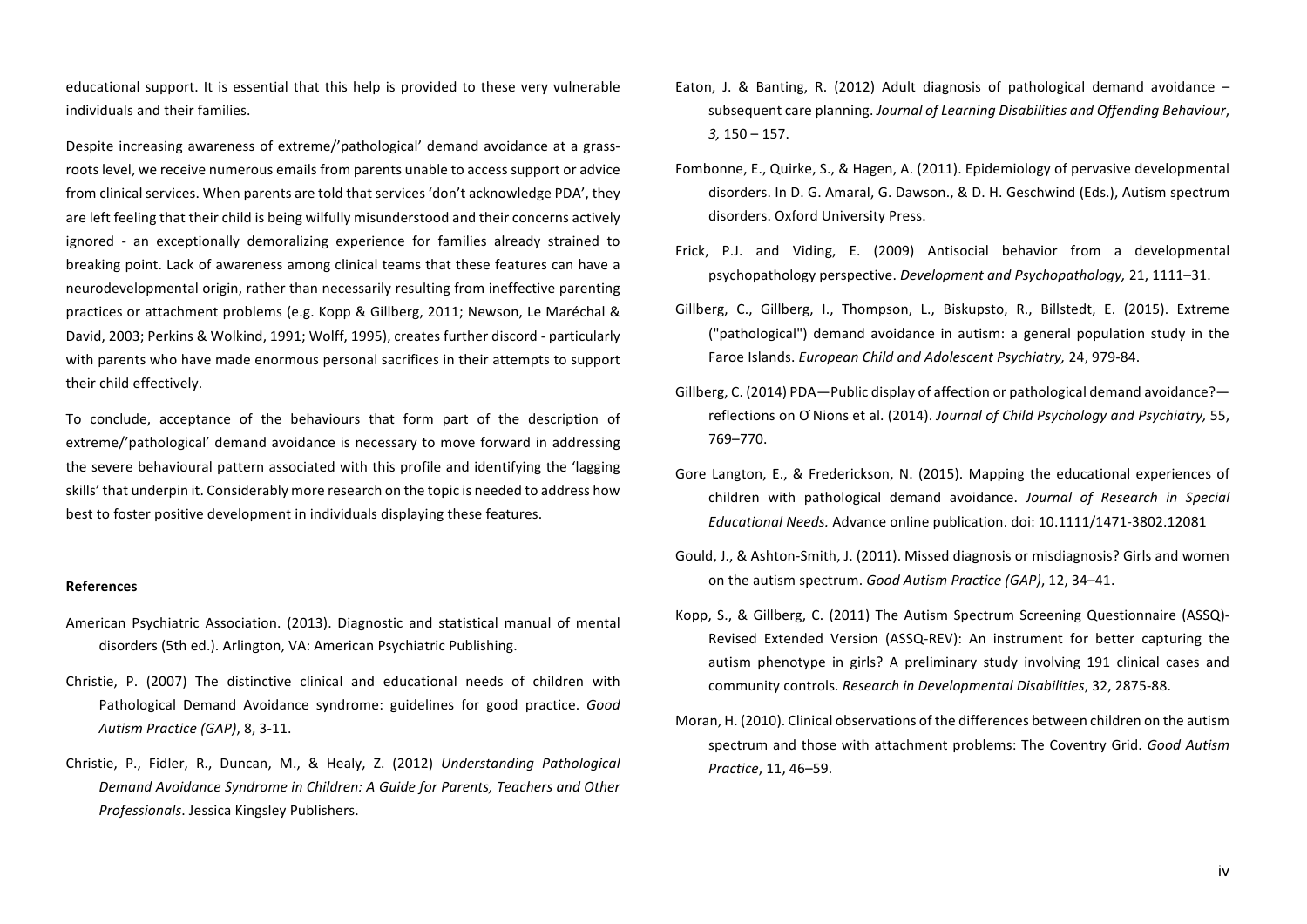educational support. It is essential that this help is provided to these very vulnerable individuals and their families.

Despite increasing awareness of extreme/'pathological' demand avoidance at a grass-roots level, we receive numerous emails from parents unable to access support or advice from clinical services. When parents are told that services 'don't acknowledge PDA', they are left feeling that their child is being wilfully misunderstood and their concerns actively ignored - an exceptionally demoralizing experience for families already strained to breaking point. Lack of awareness among clinical teams that these features can have a neurodevelopmental origin, rather than necessarily resulting from ineffective parenting practices or attachment problems (e.g. Kopp & Gillberg, 2011; Newson, Le Maréchal & David, 2003; Perkins & Wolkind, 1991; Wolff, 1995), creates further discord - particularly with parents who have made enormous personal sacrifices in their attempts to support their child effectively.

To conclude, acceptance of the behaviours that form part of the description of extreme/'pathological' demand avoidance is necessary to move forward in addressing the severe behavioural pattern associated with this profile and identifying the 'lagging skills' that underpin it. Considerably more research on the topic is needed to address how best to foster positive development in individuals displaying these features.

**References**

American Psychiatric Association. (2013). Diagnostic and statistical manual of mental disorders (5th ed.). Arlington, VA: American Psychiatric Publishing.

Christie, P. (2007) The distinctive clinical and educational needs of children with Pathological Demand Avoidance syndrome: guidelines for good practice. *Good Autism Practice (GAP)*, 8, 3-11.

Christie, P., Fidler, R., Duncan, M., & Healy, Z. (2012) *Understanding Pathological Demand Avoidance Syndrome in Children: A Guide for Parents, Teachers and Other Professionals*. Jessica Kingsley Publishers.

Eaton, J. & Banting, R. (2012) Adult diagnosis of pathological demand avoidance – subsequent care planning. *Journal of Learning Disabilities and Offending Behaviour*, *3,* 150 – 157.

Fombonne, E., Quirke, S., & Hagen, A. (2011). Epidemiology of pervasive developmental disorders. In D. G. Amaral, G. Dawson., & D. H. Geschwind (Eds.), Autism spectrum disorders. Oxford University Press.

Frick, P.J. and Viding, E. (2009) Antisocial behavior from a developmental psychopathology perspective. *Development and Psychopathology,* 21, 1111–31.

Gillberg, C., Gillberg, I., Thompson, L., Biskupsto, R., Billstedt, E. (2015). Extreme ("pathological") demand avoidance in autism: a general population study in the Faroe Islands. *European Child and Adolescent Psychiatry,* 24, 979-84.

Gillberg, C. (2014) PDA—Public display of affection or pathological demand avoidance?—reflections on O'Nions et al. (2014). *Journal of Child Psychology and Psychiatry,* 55, 769–770.

Gore Langton, E., & Frederickson, N. (2015). Mapping the educational experiences of children with pathological demand avoidance. *Journal of Research in Special Educational Needs.* Advance online publication. doi: 10.1111/1471-3802.12081

Gould, J., & Ashton-Smith, J. (2011). Missed diagnosis or misdiagnosis? Girls and women on the autism spectrum. *Good Autism Practice (GAP)*, 12, 34–41.

Kopp, S., & Gillberg, C. (2011) The Autism Spectrum Screening Questionnaire (ASSQ)-Revised Extended Version (ASSQ-REV): An instrument for better capturing the autism phenotype in girls? A preliminary study involving 191 clinical cases and community controls. *Research in Developmental Disabilities*, 32, 2875-88.

Moran, H. (2010). Clinical observations of the differences between children on the autism spectrum and those with attachment problems: The Coventry Grid. *Good Autism Practice*, 11, 46–59.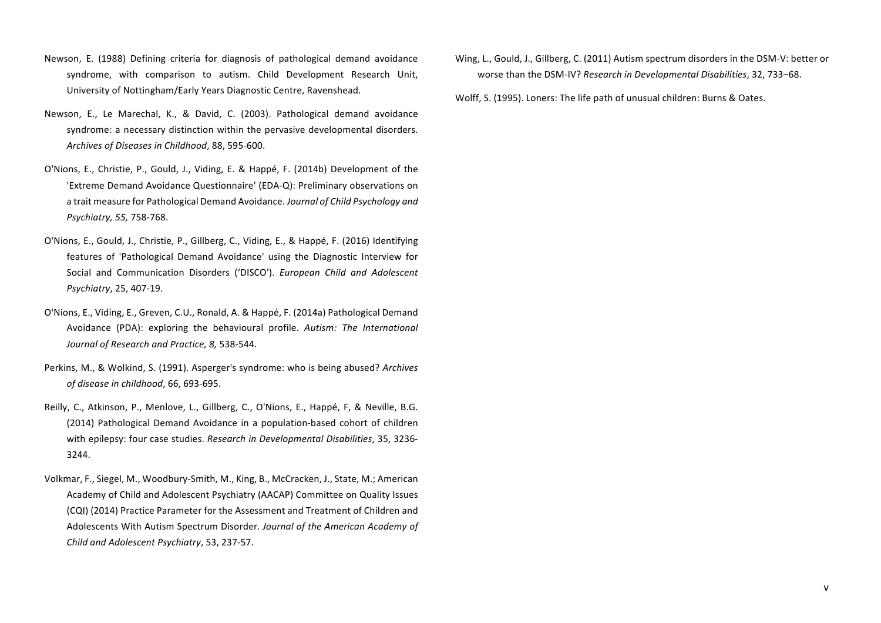Newson, E. (1988) Defining criteria for diagnosis of pathological demand avoidance syndrome, with comparison to autism. Child Development Research Unit, University of Nottingham/Early Years Diagnostic Centre, Ravenshead.

Newson, E., Le Marechal, K., & David, C. (2003). Pathological demand avoidance syndrome: a necessary distinction within the pervasive developmental disorders. *Archives of Diseases in Childhood*, 88, 595-600.

O'Nions, E., Christie, P., Gould, J., Viding, E. & Happé, F. (2014b) Development of the 'Extreme Demand Avoidance Questionnaire' (EDA-Q): Preliminary observations on a trait measure for Pathological Demand Avoidance. *Journal of Child Psychology and Psychiatry, 55,* 758-768.

O'Nions, E., Gould, J., Christie, P., Gillberg, C., Viding, E., & Happé, F. (2016) Identifying features of 'Pathological Demand Avoidance' using the Diagnostic Interview for Social and Communication Disorders ('DISCO'). *European Child and Adolescent Psychiatry*, 25, 407-19.

O'Nions, E., Viding, E., Greven, C.U., Ronald, A. & Happé, F. (2014a) Pathological Demand Avoidance (PDA): exploring the behavioural profile. *Autism: The International Journal of Research and Practice, 8,* 538-544.

Perkins, M., & Wolkind, S. (1991). Asperger's syndrome: who is being abused? *Archives of disease in childhood*, 66, 693-695.

Reilly, C., Atkinson, P., Menlove, L., Gillberg, C., O'Nions, E., Happé, F, & Neville, B.G. (2014) Pathological Demand Avoidance in a population-based cohort of children with epilepsy: four case studies. *Research in Developmental Disabilities*, 35, 3236-3244.

Volkmar, F., Siegel, M., Woodbury-Smith, M., King, B., McCracken, J., State, M.; American Academy of Child and Adolescent Psychiatry (AACAP) Committee on Quality Issues (CQI) (2014) Practice Parameter for the Assessment and Treatment of Children and Adolescents With Autism Spectrum Disorder. *Journal of the American Academy of Child and Adolescent Psychiatry*, 53, 237-57.

Wing, L., Gould, J., Gillberg, C. (2011) Autism spectrum disorders in the DSM-V: better or worse than the DSM-IV? *Research in Developmental Disabilities*, 32, 733–68.

Wolff, S. (1995). Loners: The life path of unusual children: Burns & Oates.